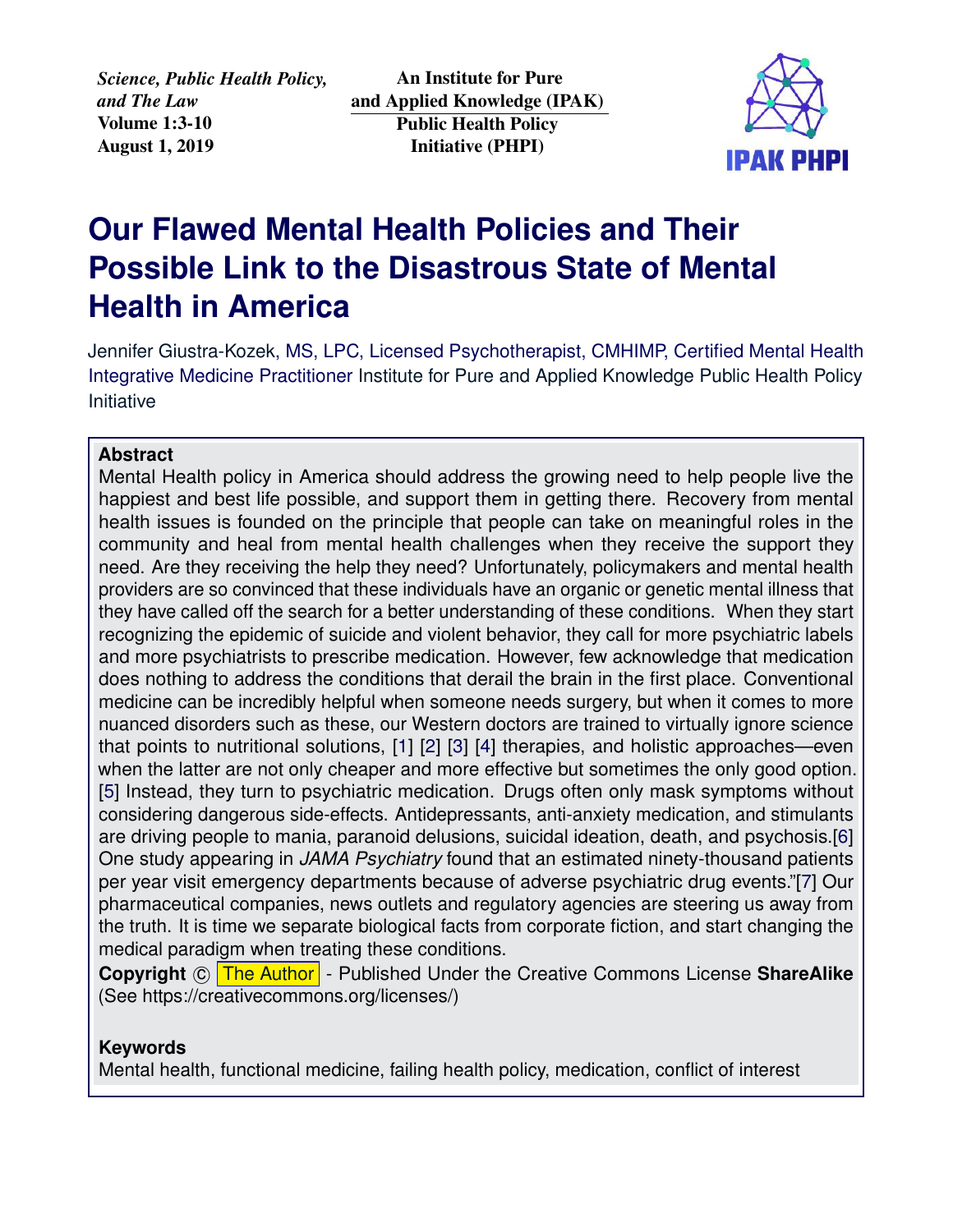*Science, Public Health Policy, and The Law*
**Volume 1:3-10**
**August 1, 2019**

**An Institute for Pure and Applied Knowledge (IPAK)**
**Public Health Policy Initiative (PHPI)**

# Our Flawed Mental Health Policies and Their Possible Link to the Disastrous State of Mental Health in America

Jennifer Giustra-Kozek, MS, LPC, Licensed Psychotherapist, CMHIMP, Certified Mental Health Integrative Medicine Practitioner Institute for Pure and Applied Knowledge Public Health Policy Initiative

**Abstract**

Mental Health policy in America should address the growing need to help people live the happiest and best life possible, and support them in getting there. Recovery from mental health issues is founded on the principle that people can take on meaningful roles in the community and heal from mental health challenges when they receive the support they need. Are they receiving the help they need? Unfortunately, policymakers and mental health providers are so convinced that these individuals have an organic or genetic mental illness that they have called off the search for a better understanding of these conditions. When they start recognizing the epidemic of suicide and violent behavior, they call for more psychiatric labels and more psychiatrists to prescribe medication. However, few acknowledge that medication does nothing to address the conditions that derail the brain in the first place. Conventional medicine can be incredibly helpful when someone needs surgery, but when it comes to more nuanced disorders such as these, our Western doctors are trained to virtually ignore science that points to nutritional solutions, [1] [2] [3] [4] therapies, and holistic approaches—even when the latter are not only cheaper and more effective but sometimes the only good option. [5] Instead, they turn to psychiatric medication. Drugs often only mask symptoms without considering dangerous side-effects. Antidepressants, anti-anxiety medication, and stimulants are driving people to mania, paranoid delusions, suicidal ideation, death, and psychosis.[6] One study appearing in *JAMA Psychiatry* found that an estimated ninety-thousand patients per year visit emergency departments because of adverse psychiatric drug events."[7] Our pharmaceutical companies, news outlets and regulatory agencies are steering us away from the truth. It is time we separate biological facts from corporate fiction, and start changing the medical paradigm when treating these conditions.

**Copyright** © The Author - Published Under the Creative Commons License **ShareAlike** (See https://creativecommons.org/licenses/)

**Keywords**

Mental health, functional medicine, failing health policy, medication, conflict of interest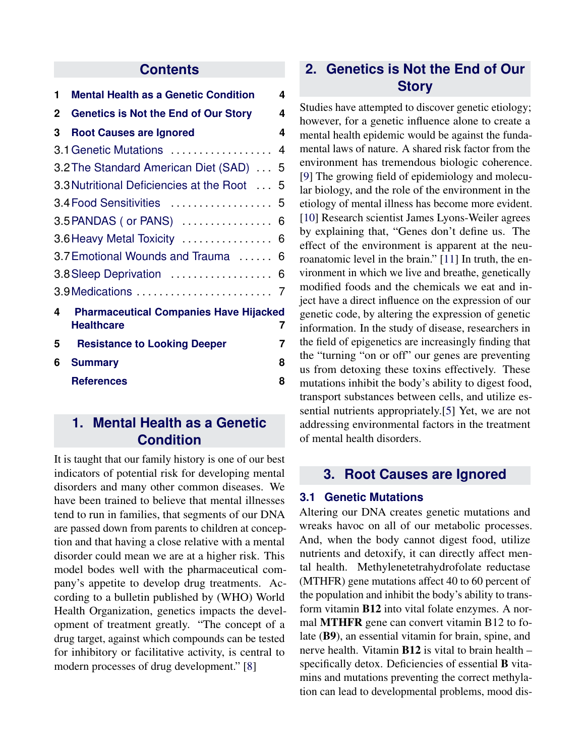## Contents

| | | |
|---|---|---|
| 1 | **Mental Health as a Genetic Condition** | 4 |
| 2 | **Genetics is Not the End of Our Story** | 4 |
| 3 | **Root Causes are Ignored** | 4 |
| 3.1 | Genetic Mutations | 4 |
| 3.2 | The Standard American Diet (SAD) | 5 |
| 3.3 | Nutritional Deficiencies at the Root | 5 |
| 3.4 | Food Sensitivities | 5 |
| 3.5 | PANDAS ( or PANS) | 6 |
| 3.6 | Heavy Metal Toxicity | 6 |
| 3.7 | Emotional Wounds and Trauma | 6 |
| 3.8 | Sleep Deprivation | 6 |
| 3.9 | Medications | 7 |
| 4 | **Pharmaceutical Companies Have Hijacked Healthcare** | 7 |
| 5 | **Resistance to Looking Deeper** | 7 |
| 6 | **Summary** | 8 |
| | **References** | 8 |

## 1. Mental Health as a Genetic Condition

It is taught that our family history is one of our best indicators of potential risk for developing mental disorders and many other common diseases. We have been trained to believe that mental illnesses tend to run in families, that segments of our DNA are passed down from parents to children at conception and that having a close relative with a mental disorder could mean we are at a higher risk. This model bodes well with the pharmaceutical company's appetite to develop drug treatments. According to a bulletin published by (WHO) World Health Organization, genetics impacts the development of treatment greatly. "The concept of a drug target, against which compounds can be tested for inhibitory or facilitative activity, is central to modern processes of drug development." [8]

## 2. Genetics is Not the End of Our Story

Studies have attempted to discover genetic etiology; however, for a genetic influence alone to create a mental health epidemic would be against the fundamental laws of nature. A shared risk factor from the environment has tremendous biologic coherence. [9] The growing field of epidemiology and molecular biology, and the role of the environment in the etiology of mental illness has become more evident. [10] Research scientist James Lyons-Weiler agrees by explaining that, "Genes don't define us. The effect of the environment is apparent at the neuroanatomic level in the brain." [11] In truth, the environment in which we live and breathe, genetically modified foods and the chemicals we eat and inject have a direct influence on the expression of our genetic code, by altering the expression of genetic information. In the study of disease, researchers in the field of epigenetics are increasingly finding that the "turning "on or off" our genes are preventing us from detoxing these toxins effectively. These mutations inhibit the body's ability to digest food, transport substances between cells, and utilize essential nutrients appropriately.[5] Yet, we are not addressing environmental factors in the treatment of mental health disorders.

## 3. Root Causes are Ignored

### 3.1 Genetic Mutations

Altering our DNA creates genetic mutations and wreaks havoc on all of our metabolic processes. And, when the body cannot digest food, utilize nutrients and detoxify, it can directly affect mental health. Methylenetetrahydrofolate reductase (MTHFR) gene mutations affect 40 to 60 percent of the population and inhibit the body's ability to transform vitamin **B12** into vital folate enzymes. A normal **MTHFR** gene can convert vitamin B12 to folate (**B9**), an essential vitamin for brain, spine, and nerve health. Vitamin **B12** is vital to brain health – specifically detox. Deficiencies of essential **B** vitamins and mutations preventing the correct methylation can lead to developmental problems, mood dis-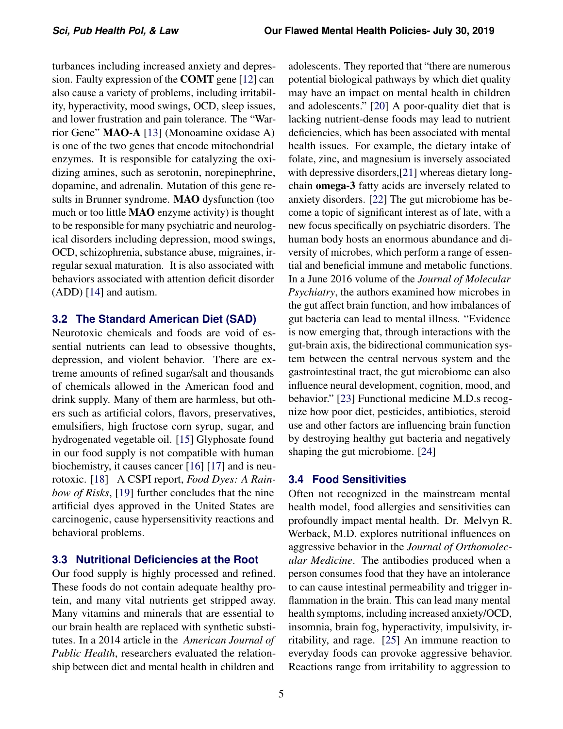turbances including increased anxiety and depression. Faulty expression of the **COMT** gene [12] can also cause a variety of problems, including irritability, hyperactivity, mood swings, OCD, sleep issues, and lower frustration and pain tolerance. The "Warrior Gene" **MAO-A** [13] (Monoamine oxidase A) is one of the two genes that encode mitochondrial enzymes. It is responsible for catalyzing the oxidizing amines, such as serotonin, norepinephrine, dopamine, and adrenalin. Mutation of this gene results in Brunner syndrome. **MAO** dysfunction (too much or too little **MAO** enzyme activity) is thought to be responsible for many psychiatric and neurological disorders including depression, mood swings, OCD, schizophrenia, substance abuse, migraines, irregular sexual maturation. It is also associated with behaviors associated with attention deficit disorder (ADD) [14] and autism.

## 3.2 The Standard American Diet (SAD)

Neurotoxic chemicals and foods are void of essential nutrients can lead to obsessive thoughts, depression, and violent behavior. There are extreme amounts of refined sugar/salt and thousands of chemicals allowed in the American food and drink supply. Many of them are harmless, but others such as artificial colors, flavors, preservatives, emulsifiers, high fructose corn syrup, sugar, and hydrogenated vegetable oil. [15] Glyphosate found in our food supply is not compatible with human biochemistry, it causes cancer [16] [17] and is neurotoxic. [18] A CSPI report, *Food Dyes: A Rainbow of Risks*, [19] further concludes that the nine artificial dyes approved in the United States are carcinogenic, cause hypersensitivity reactions and behavioral problems.

## 3.3 Nutritional Deficiencies at the Root

Our food supply is highly processed and refined. These foods do not contain adequate healthy protein, and many vital nutrients get stripped away. Many vitamins and minerals that are essential to our brain health are replaced with synthetic substitutes. In a 2014 article in the *American Journal of Public Health*, researchers evaluated the relationship between diet and mental health in children and adolescents. They reported that "there are numerous potential biological pathways by which diet quality may have an impact on mental health in children and adolescents." [20] A poor-quality diet that is lacking nutrient-dense foods may lead to nutrient deficiencies, which has been associated with mental health issues. For example, the dietary intake of folate, zinc, and magnesium is inversely associated with depressive disorders,[21] whereas dietary long-chain **omega-3** fatty acids are inversely related to anxiety disorders. [22] The gut microbiome has become a topic of significant interest as of late, with a new focus specifically on psychiatric disorders. The human body hosts an enormous abundance and diversity of microbes, which perform a range of essential and beneficial immune and metabolic functions. In a June 2016 volume of the *Journal of Molecular Psychiatry*, the authors examined how microbes in the gut affect brain function, and how imbalances of gut bacteria can lead to mental illness. "Evidence is now emerging that, through interactions with the gut-brain axis, the bidirectional communication system between the central nervous system and the gastrointestinal tract, the gut microbiome can also influence neural development, cognition, mood, and behavior." [23] Functional medicine M.D.s recognize how poor diet, pesticides, antibiotics, steroid use and other factors are influencing brain function by destroying healthy gut bacteria and negatively shaping the gut microbiome. [24]

## 3.4 Food Sensitivities

Often not recognized in the mainstream mental health model, food allergies and sensitivities can profoundly impact mental health. Dr. Melvyn R. Werback, M.D. explores nutritional influences on aggressive behavior in the *Journal of Orthomolecular Medicine*. The antibodies produced when a person consumes food that they have an intolerance to can cause intestinal permeability and trigger inflammation in the brain. This can lead many mental health symptoms, including increased anxiety/OCD, insomnia, brain fog, hyperactivity, impulsivity, irritability, and rage. [25] An immune reaction to everyday foods can provoke aggressive behavior. Reactions range from irritability to aggression to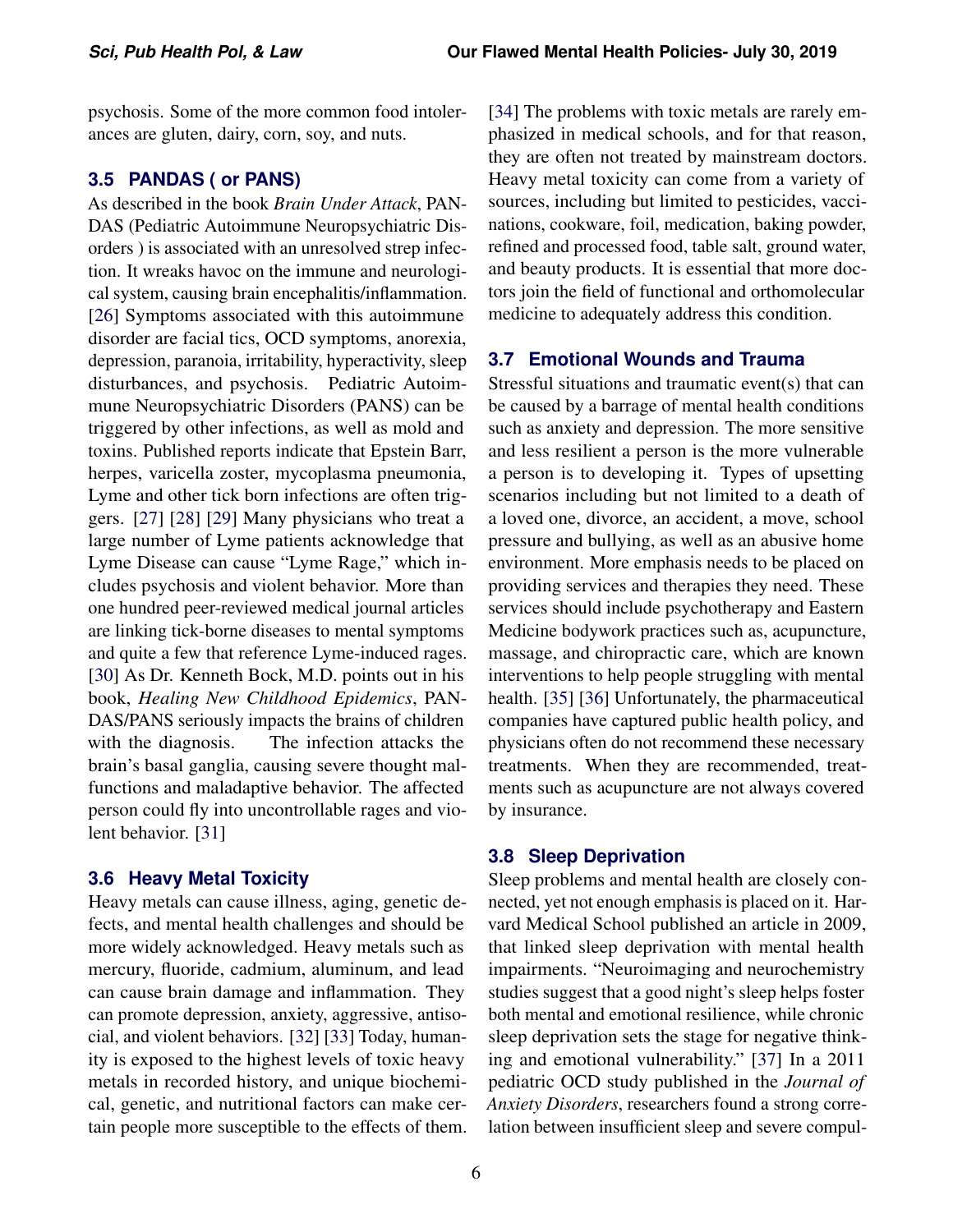psychosis. Some of the more common food intolerances are gluten, dairy, corn, soy, and nuts.

### 3.5 PANDAS ( or PANS)

As described in the book *Brain Under Attack*, PANDAS (Pediatric Autoimmune Neuropsychiatric Disorders ) is associated with an unresolved strep infection. It wreaks havoc on the immune and neurological system, causing brain encephalitis/inflammation. [26] Symptoms associated with this autoimmune disorder are facial tics, OCD symptoms, anorexia, depression, paranoia, irritability, hyperactivity, sleep disturbances, and psychosis. Pediatric Autoimmune Neuropsychiatric Disorders (PANS) can be triggered by other infections, as well as mold and toxins. Published reports indicate that Epstein Barr, herpes, varicella zoster, mycoplasma pneumonia, Lyme and other tick born infections are often triggers. [27] [28] [29] Many physicians who treat a large number of Lyme patients acknowledge that Lyme Disease can cause "Lyme Rage," which includes psychosis and violent behavior. More than one hundred peer-reviewed medical journal articles are linking tick-borne diseases to mental symptoms and quite a few that reference Lyme-induced rages. [30] As Dr. Kenneth Bock, M.D. points out in his book, *Healing New Childhood Epidemics*, PANDAS/PANS seriously impacts the brains of children with the diagnosis. The infection attacks the brain's basal ganglia, causing severe thought malfunctions and maladaptive behavior. The affected person could fly into uncontrollable rages and violent behavior. [31]

### 3.6 Heavy Metal Toxicity

Heavy metals can cause illness, aging, genetic defects, and mental health challenges and should be more widely acknowledged. Heavy metals such as mercury, fluoride, cadmium, aluminum, and lead can cause brain damage and inflammation. They can promote depression, anxiety, aggressive, antisocial, and violent behaviors. [32] [33] Today, humanity is exposed to the highest levels of toxic heavy metals in recorded history, and unique biochemical, genetic, and nutritional factors can make certain people more susceptible to the effects of them. [34] The problems with toxic metals are rarely emphasized in medical schools, and for that reason, they are often not treated by mainstream doctors. Heavy metal toxicity can come from a variety of sources, including but limited to pesticides, vaccinations, cookware, foil, medication, baking powder, refined and processed food, table salt, ground water, and beauty products. It is essential that more doctors join the field of functional and orthomolecular medicine to adequately address this condition.

### 3.7 Emotional Wounds and Trauma

Stressful situations and traumatic event(s) that can be caused by a barrage of mental health conditions such as anxiety and depression. The more sensitive and less resilient a person is the more vulnerable a person is to developing it. Types of upsetting scenarios including but not limited to a death of a loved one, divorce, an accident, a move, school pressure and bullying, as well as an abusive home environment. More emphasis needs to be placed on providing services and therapies they need. These services should include psychotherapy and Eastern Medicine bodywork practices such as, acupuncture, massage, and chiropractic care, which are known interventions to help people struggling with mental health. [35] [36] Unfortunately, the pharmaceutical companies have captured public health policy, and physicians often do not recommend these necessary treatments. When they are recommended, treatments such as acupuncture are not always covered by insurance.

### 3.8 Sleep Deprivation

Sleep problems and mental health are closely connected, yet not enough emphasis is placed on it. Harvard Medical School published an article in 2009, that linked sleep deprivation with mental health impairments. "Neuroimaging and neurochemistry studies suggest that a good night's sleep helps foster both mental and emotional resilience, while chronic sleep deprivation sets the stage for negative thinking and emotional vulnerability." [37] In a 2011 pediatric OCD study published in the *Journal of Anxiety Disorders*, researchers found a strong correlation between insufficient sleep and severe compul-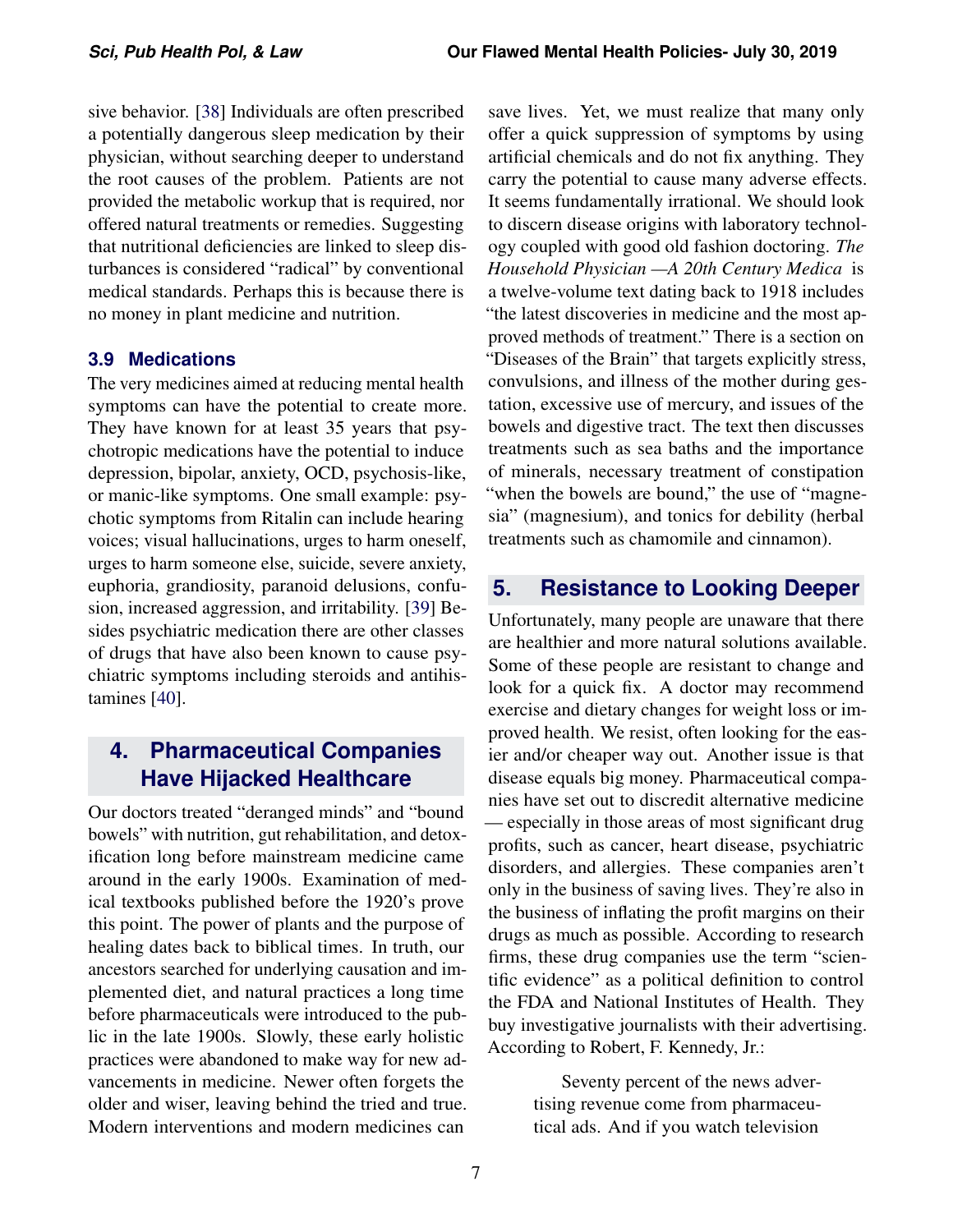sive behavior. [38] Individuals are often prescribed a potentially dangerous sleep medication by their physician, without searching deeper to understand the root causes of the problem. Patients are not provided the metabolic workup that is required, nor offered natural treatments or remedies. Suggesting that nutritional deficiencies are linked to sleep disturbances is considered "radical" by conventional medical standards. Perhaps this is because there is no money in plant medicine and nutrition.

### 3.9 Medications

The very medicines aimed at reducing mental health symptoms can have the potential to create more. They have known for at least 35 years that psychotropic medications have the potential to induce depression, bipolar, anxiety, OCD, psychosis-like, or manic-like symptoms. One small example: psychotic symptoms from Ritalin can include hearing voices; visual hallucinations, urges to harm oneself, urges to harm someone else, suicide, severe anxiety, euphoria, grandiosity, paranoid delusions, confusion, increased aggression, and irritability. [39] Besides psychiatric medication there are other classes of drugs that have also been known to cause psychiatric symptoms including steroids and antihistamines [40].

## 4. Pharmaceutical Companies Have Hijacked Healthcare

Our doctors treated "deranged minds" and "bound bowels" with nutrition, gut rehabilitation, and detoxification long before mainstream medicine came around in the early 1900s. Examination of medical textbooks published before the 1920's prove this point. The power of plants and the purpose of healing dates back to biblical times. In truth, our ancestors searched for underlying causation and implemented diet, and natural practices a long time before pharmaceuticals were introduced to the public in the late 1900s. Slowly, these early holistic practices were abandoned to make way for new advancements in medicine. Newer often forgets the older and wiser, leaving behind the tried and true. Modern interventions and modern medicines can save lives. Yet, we must realize that many only offer a quick suppression of symptoms by using artificial chemicals and do not fix anything. They carry the potential to cause many adverse effects. It seems fundamentally irrational. We should look to discern disease origins with laboratory technology coupled with good old fashion doctoring. *The Household Physician —A 20th Century Medica* is a twelve-volume text dating back to 1918 includes "the latest discoveries in medicine and the most approved methods of treatment." There is a section on "Diseases of the Brain" that targets explicitly stress, convulsions, and illness of the mother during gestation, excessive use of mercury, and issues of the bowels and digestive tract. The text then discusses treatments such as sea baths and the importance of minerals, necessary treatment of constipation "when the bowels are bound," the use of "magnesia" (magnesium), and tonics for debility (herbal treatments such as chamomile and cinnamon).

## 5. Resistance to Looking Deeper

Unfortunately, many people are unaware that there are healthier and more natural solutions available. Some of these people are resistant to change and look for a quick fix. A doctor may recommend exercise and dietary changes for weight loss or improved health. We resist, often looking for the easier and/or cheaper way out. Another issue is that disease equals big money. Pharmaceutical companies have set out to discredit alternative medicine — especially in those areas of most significant drug profits, such as cancer, heart disease, psychiatric disorders, and allergies. These companies aren't only in the business of saving lives. They're also in the business of inflating the profit margins on their drugs as much as possible. According to research firms, these drug companies use the term "scientific evidence" as a political definition to control the FDA and National Institutes of Health. They buy investigative journalists with their advertising. According to Robert, F. Kennedy, Jr.:

> Seventy percent of the news advertising revenue come from pharmaceutical ads. And if you watch television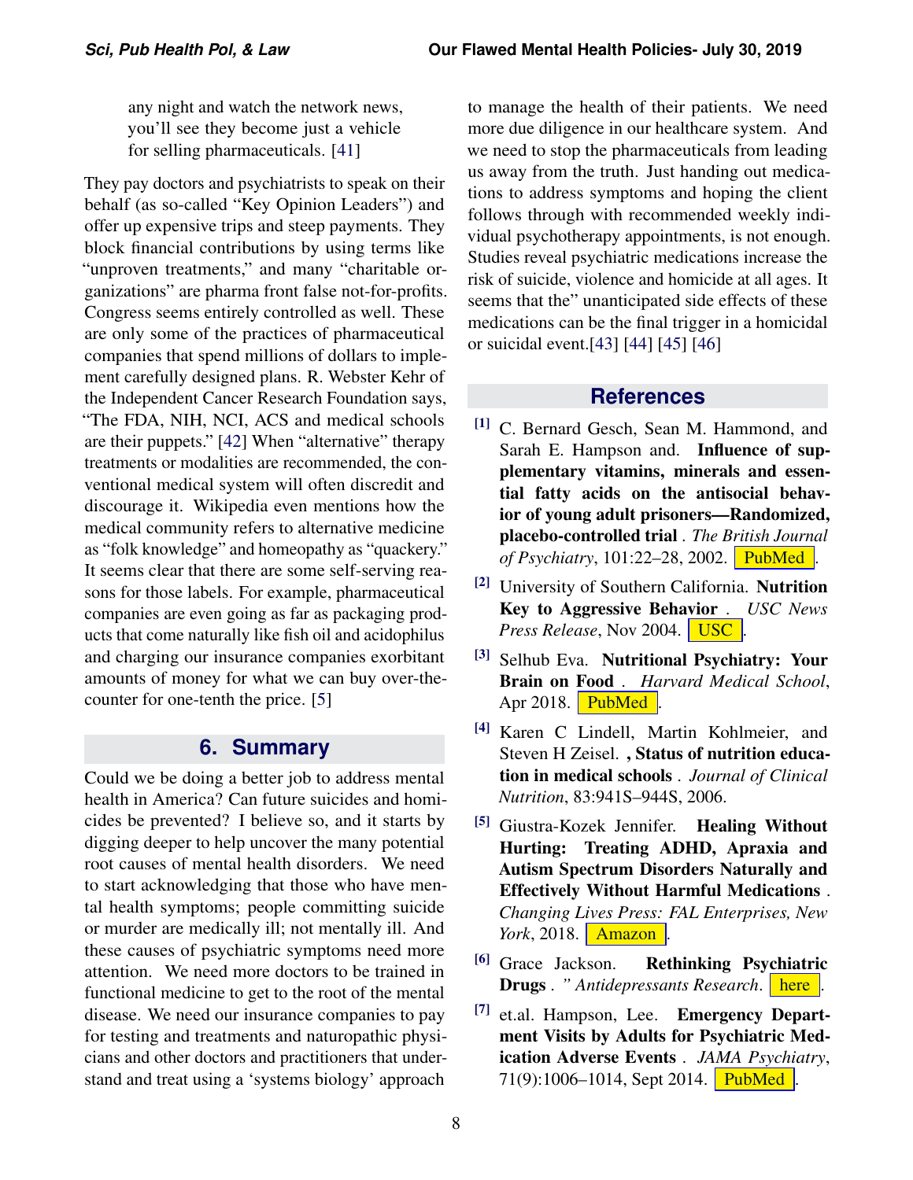any night and watch the network news, you'll see they become just a vehicle for selling pharmaceuticals. [41]

They pay doctors and psychiatrists to speak on their behalf (as so-called "Key Opinion Leaders") and offer up expensive trips and steep payments. They block financial contributions by using terms like "unproven treatments," and many "charitable organizations" are pharma front false not-for-profits. Congress seems entirely controlled as well. These are only some of the practices of pharmaceutical companies that spend millions of dollars to implement carefully designed plans. R. Webster Kehr of the Independent Cancer Research Foundation says, "The FDA, NIH, NCI, ACS and medical schools are their puppets." [42] When "alternative" therapy treatments or modalities are recommended, the conventional medical system will often discredit and discourage it. Wikipedia even mentions how the medical community refers to alternative medicine as "folk knowledge" and homeopathy as "quackery." It seems clear that there are some self-serving reasons for those labels. For example, pharmaceutical companies are even going as far as packaging products that come naturally like fish oil and acidophilus and charging our insurance companies exorbitant amounts of money for what we can buy over-the-counter for one-tenth the price. [5]

## 6. Summary

Could we be doing a better job to address mental health in America? Can future suicides and homicides be prevented? I believe so, and it starts by digging deeper to help uncover the many potential root causes of mental health disorders. We need to start acknowledging that those who have mental health symptoms; people committing suicide or murder are medically ill; not mentally ill. And these causes of psychiatric symptoms need more attention. We need more doctors to be trained in functional medicine to get to the root of the mental disease. We need our insurance companies to pay for testing and treatments and naturopathic physicians and other doctors and practitioners that understand and treat using a 'systems biology' approach to manage the health of their patients. We need more due diligence in our healthcare system. And we need to stop the pharmaceuticals from leading us away from the truth. Just handing out medications to address symptoms and hoping the client follows through with recommended weekly individual psychotherapy appointments, is not enough. Studies reveal psychiatric medications increase the risk of suicide, violence and homicide at all ages. It seems that the" unanticipated side effects of these medications can be the final trigger in a homicidal or suicidal event.[43] [44] [45] [46]

## References

[1] C. Bernard Gesch, Sean M. Hammond, and Sarah E. Hampson and. **Influence of supplementary vitamins, minerals and essential fatty acids on the antisocial behavior of young adult prisoners—Randomized, placebo-controlled trial** . *The British Journal of Psychiatry*, 101:22–28, 2002. PubMed.

[2] University of Southern California. **Nutrition Key to Aggressive Behavior** . *USC News Press Release*, Nov 2004. USC.

[3] Selhub Eva. **Nutritional Psychiatry: Your Brain on Food** . *Harvard Medical School*, Apr 2018. PubMed.

[4] Karen C Lindell, Martin Kohlmeier, and Steven H Zeisel. **, Status of nutrition education in medical schools** . *Journal of Clinical Nutrition*, 83:941S–944S, 2006.

[5] Giustra-Kozek Jennifer. **Healing Without Hurting: Treating ADHD, Apraxia and Autism Spectrum Disorders Naturally and Effectively Without Harmful Medications** . *Changing Lives Press: FAL Enterprises, New York*, 2018. Amazon.

[6] Grace Jackson. **Rethinking Psychiatric Drugs** . *" Antidepressants Research*. here.

[7] et.al. Hampson, Lee. **Emergency Department Visits by Adults for Psychiatric Medication Adverse Events** . *JAMA Psychiatry*, 71(9):1006–1014, Sept 2014. PubMed.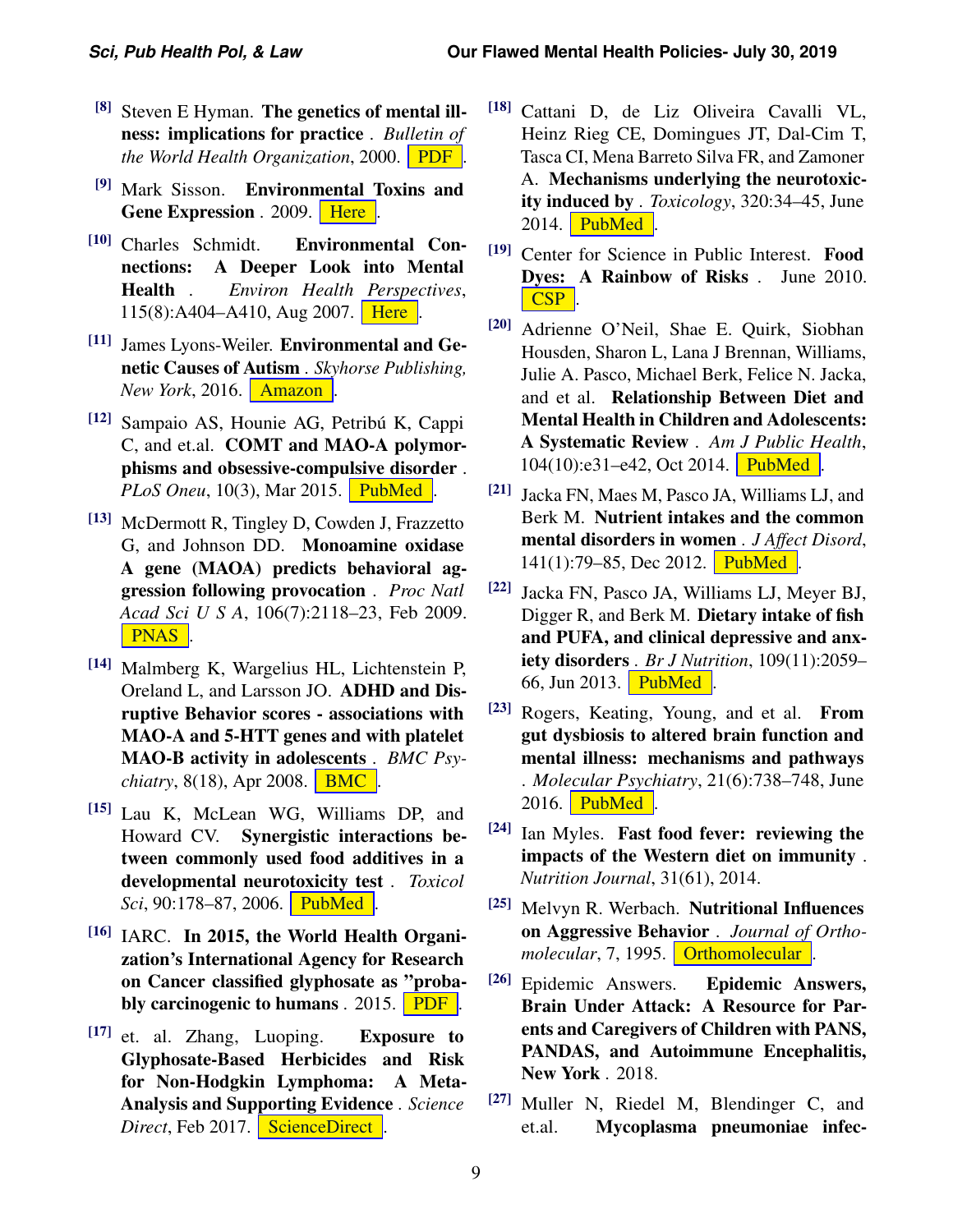[8] Steven E Hyman. **The genetics of mental illness: implications for practice** . *Bulletin of the World Health Organization*, 2000. PDF .

[9] Mark Sisson. **Environmental Toxins and Gene Expression** . 2009. Here .

[10] Charles Schmidt. **Environmental Connections: A Deeper Look into Mental Health** . *Environ Health Perspectives*, 115(8):A404–A410, Aug 2007. Here .

[11] James Lyons-Weiler. **Environmental and Genetic Causes of Autism** . *Skyhorse Publishing, New York*, 2016. Amazon .

[12] Sampaio AS, Hounie AG, Petribú K, Cappi C, and et.al. **COMT and MAO-A polymorphisms and obsessive-compulsive disorder** . *PLoS Oneu*, 10(3), Mar 2015. PubMed .

[13] McDermott R, Tingley D, Cowden J, Frazzetto G, and Johnson DD. **Monoamine oxidase A gene (MAOA) predicts behavioral aggression following provocation** . *Proc Natl Acad Sci U S A*, 106(7):2118–23, Feb 2009. PNAS .

[14] Malmberg K, Wargelius HL, Lichtenstein P, Oreland L, and Larsson JO. **ADHD and Disruptive Behavior scores - associations with MAO-A and 5-HTT genes and with platelet MAO-B activity in adolescents** . *BMC Psychiatry*, 8(18), Apr 2008. BMC .

[15] Lau K, McLean WG, Williams DP, and Howard CV. **Synergistic interactions between commonly used food additives in a developmental neurotoxicity test** . *Toxicol Sci*, 90:178–87, 2006. PubMed .

[16] IARC. **In 2015, the World Health Organization's International Agency for Research on Cancer classified glyphosate as "probably carcinogenic to humans** . 2015. PDF .

[17] et. al. Zhang, Luoping. **Exposure to Glyphosate-Based Herbicides and Risk for Non-Hodgkin Lymphoma: A Meta-Analysis and Supporting Evidence** . *Science Direct*, Feb 2017. ScienceDirect .

[18] Cattani D, de Liz Oliveira Cavalli VL, Heinz Rieg CE, Domingues JT, Dal-Cim T, Tasca CI, Mena Barreto Silva FR, and Zamoner A. **Mechanisms underlying the neurotoxicity induced by** . *Toxicology*, 320:34–45, June 2014. PubMed .

[19] Center for Science in Public Interest. **Food Dyes: A Rainbow of Risks** . June 2010. CSP .

[20] Adrienne O'Neil, Shae E. Quirk, Siobhan Housden, Sharon L, Lana J Brennan, Williams, Julie A. Pasco, Michael Berk, Felice N. Jacka, and et al. **Relationship Between Diet and Mental Health in Children and Adolescents: A Systematic Review** . *Am J Public Health*, 104(10):e31–e42, Oct 2014. PubMed .

[21] Jacka FN, Maes M, Pasco JA, Williams LJ, and Berk M. **Nutrient intakes and the common mental disorders in women** . *J Affect Disord*, 141(1):79–85, Dec 2012. PubMed .

[22] Jacka FN, Pasco JA, Williams LJ, Meyer BJ, Digger R, and Berk M. **Dietary intake of fish and PUFA, and clinical depressive and anxiety disorders** . *Br J Nutrition*, 109(11):2059–66, Jun 2013. PubMed .

[23] Rogers, Keating, Young, and et al. **From gut dysbiosis to altered brain function and mental illness: mechanisms and pathways** . *Molecular Psychiatry*, 21(6):738–748, June 2016. PubMed .

[24] Ian Myles. **Fast food fever: reviewing the impacts of the Western diet on immunity** . *Nutrition Journal*, 31(61), 2014.

[25] Melvyn R. Werbach. **Nutritional Influences on Aggressive Behavior** . *Journal of Orthomolecular*, 7, 1995. Orthomolecular .

[26] Epidemic Answers. **Epidemic Answers, Brain Under Attack: A Resource for Parents and Caregivers of Children with PANS, PANDAS, and Autoimmune Encephalitis, New York** . 2018.

[27] Muller N, Riedel M, Blendinger C, and et.al. **Mycoplasma pneumoniae infec-**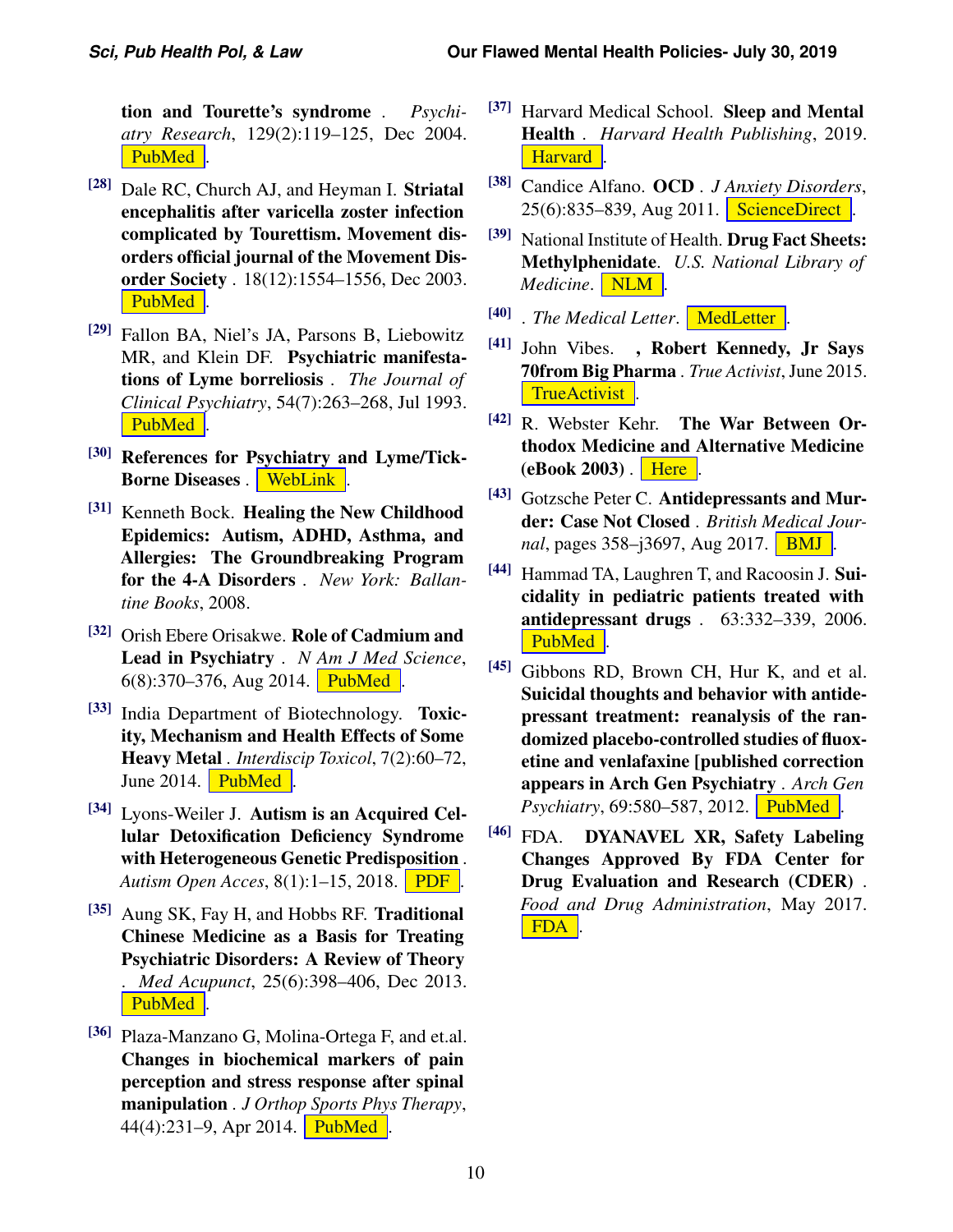**tion and Tourette's syndrome** . *Psychiatry Research*, 129(2):119–125, Dec 2004. PubMed.

[28] Dale RC, Church AJ, and Heyman I. **Striatal encephalitis after varicella zoster infection complicated by Tourettism. Movement disorders official journal of the Movement Disorder Society** . 18(12):1554–1556, Dec 2003. PubMed.

[29] Fallon BA, Niel's JA, Parsons B, Liebowitz MR, and Klein DF. **Psychiatric manifestations of Lyme borreliosis** . *The Journal of Clinical Psychiatry*, 54(7):263–268, Jul 1993. PubMed.

[30] **References for Psychiatry and Lyme/Tick-Borne Diseases** . WebLink.

[31] Kenneth Bock. **Healing the New Childhood Epidemics: Autism, ADHD, Asthma, and Allergies: The Groundbreaking Program for the 4-A Disorders** . *New York: Ballantine Books*, 2008.

[32] Orish Ebere Orisakwe. **Role of Cadmium and Lead in Psychiatry** . *N Am J Med Science*, 6(8):370–376, Aug 2014. PubMed.

[33] India Department of Biotechnology. **Toxicity, Mechanism and Health Effects of Some Heavy Metal** . *Interdiscip Toxicol*, 7(2):60–72, June 2014. PubMed.

[34] Lyons-Weiler J. **Autism is an Acquired Cellular Detoxification Deficiency Syndrome with Heterogeneous Genetic Predisposition** . *Autism Open Acces*, 8(1):1–15, 2018. PDF.

[35] Aung SK, Fay H, and Hobbs RF. **Traditional Chinese Medicine as a Basis for Treating Psychiatric Disorders: A Review of Theory** . *Med Acupunct*, 25(6):398–406, Dec 2013. PubMed.

[36] Plaza-Manzano G, Molina-Ortega F, and et.al. **Changes in biochemical markers of pain perception and stress response after spinal manipulation** . *J Orthop Sports Phys Therapy*, 44(4):231–9, Apr 2014. PubMed.

[37] Harvard Medical School. **Sleep and Mental Health** . *Harvard Health Publishing*, 2019. Harvard.

[38] Candice Alfano. **OCD** . *J Anxiety Disorders*, 25(6):835–839, Aug 2011. ScienceDirect.

[39] National Institute of Health. **Drug Fact Sheets: Methylphenidate**. *U.S. National Library of Medicine*. NLM.

[40] . *The Medical Letter*. MedLetter.

[41] John Vibes. **, Robert Kennedy, Jr Says 70from Big Pharma** . *True Activist*, June 2015. TrueActivist.

[42] R. Webster Kehr. **The War Between Orthodox Medicine and Alternative Medicine (eBook 2003)** . Here.

[43] Gotzsche Peter C. **Antidepressants and Murder: Case Not Closed** . *British Medical Journal*, pages 358–j3697, Aug 2017. BMJ.

[44] Hammad TA, Laughren T, and Racoosin J. **Suicidality in pediatric patients treated with antidepressant drugs** . 63:332–339, 2006. PubMed.

[45] Gibbons RD, Brown CH, Hur K, and et al. **Suicidal thoughts and behavior with antidepressant treatment: reanalysis of the randomized placebo-controlled studies of fluoxetine and venlafaxine [published correction appears in Arch Gen Psychiatry** . *Arch Gen Psychiatry*, 69:580–587, 2012. PubMed.

[46] FDA. **DYANAVEL XR, Safety Labeling Changes Approved By FDA Center for Drug Evaluation and Research (CDER)** . *Food and Drug Administration*, May 2017. FDA.